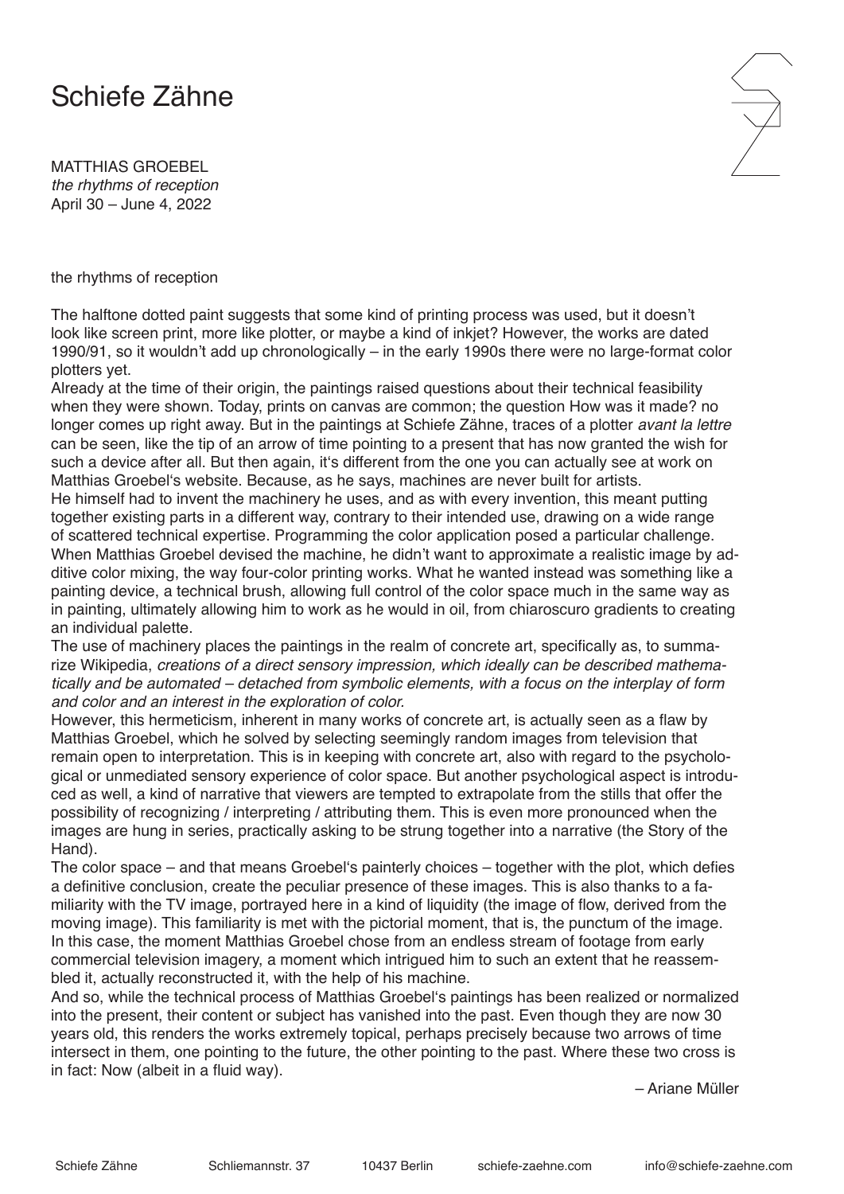# Schiefe Zähne

MATTHIAS GROEBEL
*the rhythms of reception*
April 30 – June 4, 2022

the rhythms of reception

The halftone dotted paint suggests that some kind of printing process was used, but it doesn't look like screen print, more like plotter, or maybe a kind of inkjet? However, the works are dated 1990/91, so it wouldn't add up chronologically – in the early 1990s there were no large-format color plotters yet.

Already at the time of their origin, the paintings raised questions about their technical feasibility when they were shown. Today, prints on canvas are common; the question How was it made? no longer comes up right away. But in the paintings at Schiefe Zähne, traces of a plotter *avant la lettre* can be seen, like the tip of an arrow of time pointing to a present that has now granted the wish for such a device after all. But then again, it's different from the one you can actually see at work on Matthias Groebel's website. Because, as he says, machines are never built for artists.

He himself had to invent the machinery he uses, and as with every invention, this meant putting together existing parts in a different way, contrary to their intended use, drawing on a wide range of scattered technical expertise. Programming the color application posed a particular challenge. When Matthias Groebel devised the machine, he didn't want to approximate a realistic image by additive color mixing, the way four-color printing works. What he wanted instead was something like a painting device, a technical brush, allowing full control of the color space much in the same way as in painting, ultimately allowing him to work as he would in oil, from chiaroscuro gradients to creating an individual palette.

The use of machinery places the paintings in the realm of concrete art, specifically as, to summarize Wikipedia, *creations of a direct sensory impression, which ideally can be described mathematically and be automated – detached from symbolic elements, with a focus on the interplay of form and color and an interest in the exploration of color.*

However, this hermeticism, inherent in many works of concrete art, is actually seen as a flaw by Matthias Groebel, which he solved by selecting seemingly random images from television that remain open to interpretation. This is in keeping with concrete art, also with regard to the psychological or unmediated sensory experience of color space. But another psychological aspect is introduced as well, a kind of narrative that viewers are tempted to extrapolate from the stills that offer the possibility of recognizing / interpreting / attributing them. This is even more pronounced when the images are hung in series, practically asking to be strung together into a narrative (the Story of the Hand).

The color space – and that means Groebel's painterly choices – together with the plot, which defies a definitive conclusion, create the peculiar presence of these images. This is also thanks to a familiarity with the TV image, portrayed here in a kind of liquidity (the image of flow, derived from the moving image). This familiarity is met with the pictorial moment, that is, the punctum of the image. In this case, the moment Matthias Groebel chose from an endless stream of footage from early commercial television imagery, a moment which intrigued him to such an extent that he reassembled it, actually reconstructed it, with the help of his machine.

And so, while the technical process of Matthias Groebel's paintings has been realized or normalized into the present, their content or subject has vanished into the past. Even though they are now 30 years old, this renders the works extremely topical, perhaps precisely because two arrows of time intersect in them, one pointing to the future, the other pointing to the past. Where these two cross is in fact: Now (albeit in a fluid way).

– Ariane Müller

Schiefe Zähne | Schliemannstr. 37 | 10437 Berlin | schiefe-zaehne.com | info@schiefe-zaehne.com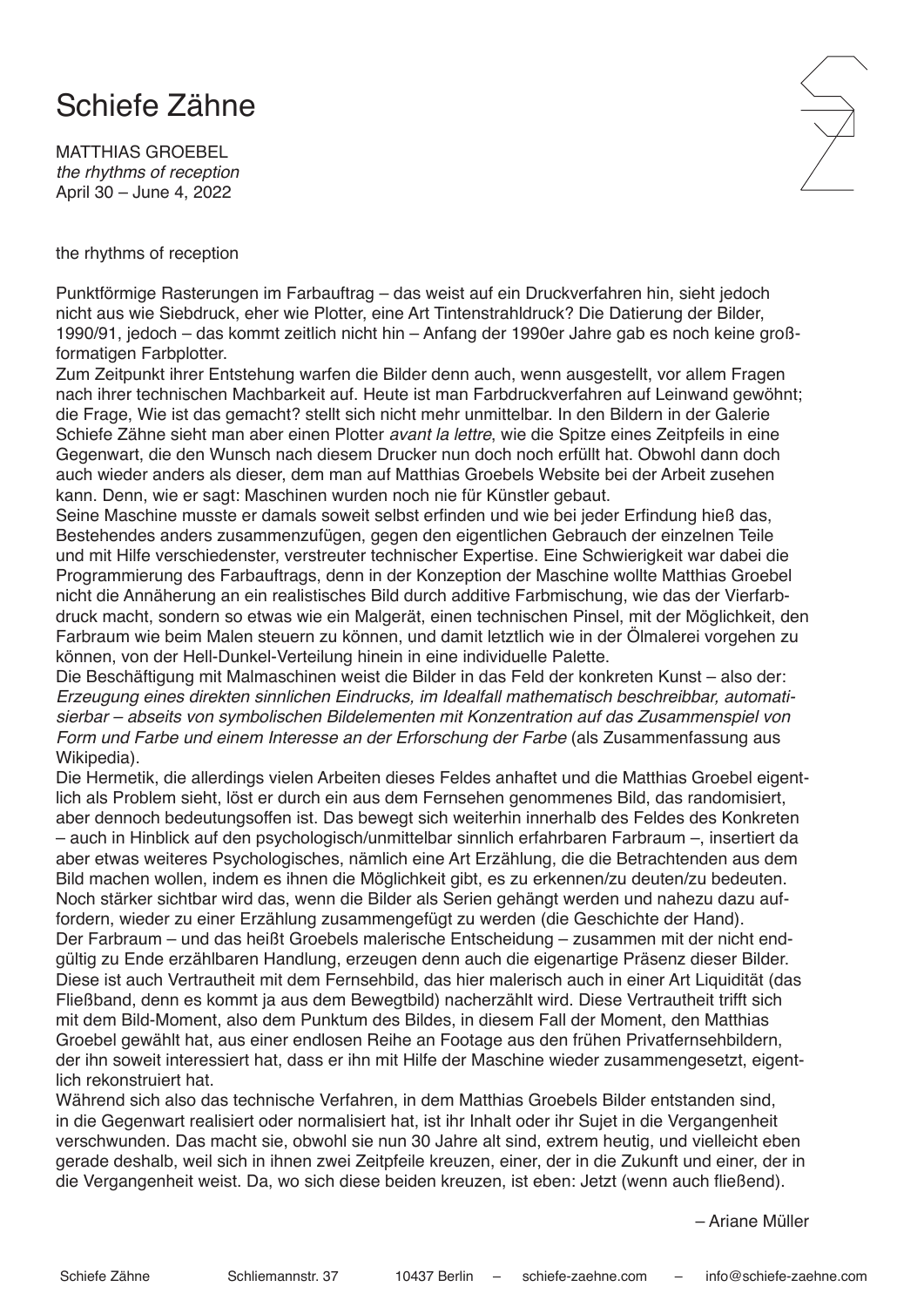# Schiefe Zähne

MATTHIAS GROEBEL
*the rhythms of reception*
April 30 – June 4, 2022

the rhythms of reception

Punktförmige Rasterungen im Farbauftrag – das weist auf ein Druckverfahren hin, sieht jedoch nicht aus wie Siebdruck, eher wie Plotter, eine Art Tintenstrahldruck? Die Datierung der Bilder, 1990/91, jedoch – das kommt zeitlich nicht hin – Anfang der 1990er Jahre gab es noch keine großformatigen Farbplotter.
Zum Zeitpunkt ihrer Entstehung warfen die Bilder denn auch, wenn ausgestellt, vor allem Fragen nach ihrer technischen Machbarkeit auf. Heute ist man Farbdruckverfahren auf Leinwand gewöhnt; die Frage, Wie ist das gemacht? stellt sich nicht mehr unmittelbar. In den Bildern in der Galerie Schiefe Zähne sieht man aber einen Plotter *avant la lettre*, wie die Spitze eines Zeitpfeils in eine Gegenwart, die den Wunsch nach diesem Drucker nun doch noch erfüllt hat. Obwohl dann doch auch wieder anders als dieser, dem man auf Matthias Groebels Website bei der Arbeit zusehen kann. Denn, wie er sagt: Maschinen wurden noch nie für Künstler gebaut.
Seine Maschine musste er damals soweit selbst erfinden und wie bei jeder Erfindung hieß das, Bestehendes anders zusammenzufügen, gegen den eigentlichen Gebrauch der einzelnen Teile und mit Hilfe verschiedenster, verstreuter technischer Expertise. Eine Schwierigkeit war dabei die Programmierung des Farbauftrags, denn in der Konzeption der Maschine wollte Matthias Groebel nicht die Annäherung an ein realistisches Bild durch additive Farbmischung, wie das der Vierfarbdruck macht, sondern so etwas wie ein Malgerät, einen technischen Pinsel, mit der Möglichkeit, den Farbraum wie beim Malen steuern zu können, und damit letztlich wie in der Ölmalerei vorgehen zu können, von der Hell-Dunkel-Verteilung hinein in eine individuelle Palette.
Die Beschäftigung mit Malmaschinen weist die Bilder in das Feld der konkreten Kunst – also der: *Erzeugung eines direkten sinnlichen Eindrucks, im Idealfall mathematisch beschreibbar, automatisierbar – abseits von symbolischen Bildelementen mit Konzentration auf das Zusammenspiel von Form und Farbe und einem Interesse an der Erforschung der Farbe* (als Zusammenfassung aus Wikipedia).
Die Hermetik, die allerdings vielen Arbeiten dieses Feldes anhaftet und die Matthias Groebel eigentlich als Problem sieht, löst er durch ein aus dem Fernsehen genommenes Bild, das randomisiert, aber dennoch bedeutungsoffen ist. Das bewegt sich weiterhin innerhalb des Feldes des Konkreten – auch in Hinblick auf den psychologisch/unmittelbar sinnlich erfahrbaren Farbraum –, insertiert da aber etwas weiteres Psychologisches, nämlich eine Art Erzählung, die die Betrachtenden aus dem Bild machen wollen, indem es ihnen die Möglichkeit gibt, es zu erkennen/zu deuten/zu bedeuten. Noch stärker sichtbar wird das, wenn die Bilder als Serien gehängt werden und nahezu dazu auffordern, wieder zu einer Erzählung zusammengefügt zu werden (die Geschichte der Hand).
Der Farbraum – und das heißt Groebels malerische Entscheidung – zusammen mit der nicht endgültig zu Ende erzählbaren Handlung, erzeugen denn auch die eigenartige Präsenz dieser Bilder. Diese ist auch Vertrautheit mit dem Fernsehbild, das hier malerisch auch in einer Art Liquidität (das Fließband, denn es kommt ja aus dem Bewegtbild) nacherzählt wird. Diese Vertrautheit trifft sich mit dem Bild-Moment, also dem Punktum des Bildes, in diesem Fall der Moment, den Matthias Groebel gewählt hat, aus einer endlosen Reihe an Footage aus den frühen Privatfernsehbildern, der ihn soweit interessiert hat, dass er ihn mit Hilfe der Maschine wieder zusammengesetzt, eigentlich rekonstruiert hat.
Während sich also das technische Verfahren, in dem Matthias Groebels Bilder entstanden sind, in die Gegenwart realisiert oder normalisiert hat, ist ihr Inhalt oder ihr Sujet in die Vergangenheit verschwunden. Das macht sie, obwohl sie nun 30 Jahre alt sind, extrem heutig, und vielleicht eben gerade deshalb, weil sich in ihnen zwei Zeitpfeile kreuzen, einer, der in die Zukunft und einer, der in die Vergangenheit weist. Da, wo sich diese beiden kreuzen, ist eben: Jetzt (wenn auch fließend).

– Ariane Müller

Schiefe Zähne Schliemannstr. 37 10437 Berlin – schiefe-zaehne.com – info@schiefe-zaehne.com